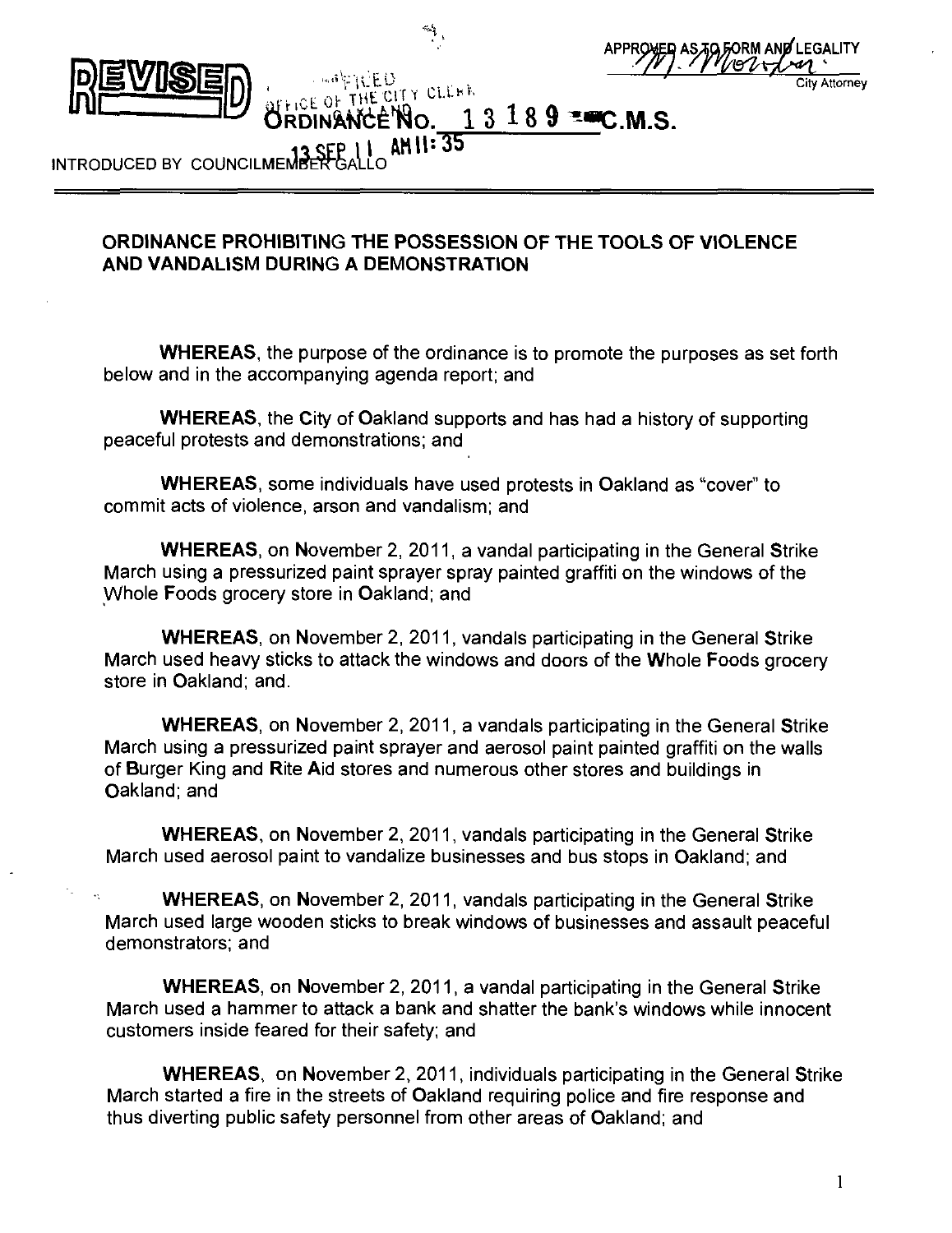REVISED

APPROVED AS TO FORM AND LEGALITY

City Attorney

FILED
OFFICE OF THE CITY CLERK
OAKLAND

13 SEP 11 AM 11:35

ORDINANCE NO. 13189 C.M.S.

INTRODUCED BY COUNCILMEMBER GALLO

---

## ORDINANCE PROHIBITING THE POSSESSION OF THE TOOLS OF VIOLENCE AND VANDALISM DURING A DEMONSTRATION

**WHEREAS**, the purpose of the ordinance is to promote the purposes as set forth below and in the accompanying agenda report; and

**WHEREAS**, the City of Oakland supports and has had a history of supporting peaceful protests and demonstrations; and

**WHEREAS**, some individuals have used protests in Oakland as "cover" to commit acts of violence, arson and vandalism; and

**WHEREAS**, on November 2, 2011, a vandal participating in the General Strike March using a pressurized paint sprayer spray painted graffiti on the windows of the Whole Foods grocery store in Oakland; and

**WHEREAS**, on November 2, 2011, vandals participating in the General Strike March used heavy sticks to attack the windows and doors of the Whole Foods grocery store in Oakland; and.

**WHEREAS**, on November 2, 2011, a vandals participating in the General Strike March using a pressurized paint sprayer and aerosol paint painted graffiti on the walls of Burger King and Rite Aid stores and numerous other stores and buildings in Oakland; and

**WHEREAS**, on November 2, 2011, vandals participating in the General Strike March used aerosol paint to vandalize businesses and bus stops in Oakland; and

**WHEREAS**, on November 2, 2011, vandals participating in the General Strike March used large wooden sticks to break windows of businesses and assault peaceful demonstrators; and

**WHEREAS**, on November 2, 2011, a vandal participating in the General Strike March used a hammer to attack a bank and shatter the bank's windows while innocent customers inside feared for their safety; and

**WHEREAS**, on November 2, 2011, individuals participating in the General Strike March started a fire in the streets of Oakland requiring police and fire response and thus diverting public safety personnel from other areas of Oakland; and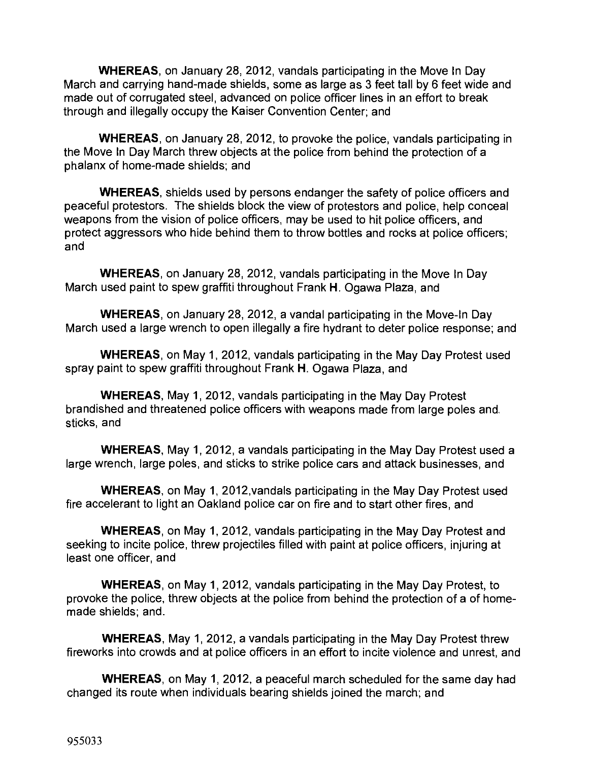**WHEREAS**, on January 28, 2012, vandals participating in the Move In Day March and carrying hand-made shields, some as large as 3 feet tall by 6 feet wide and made out of corrugated steel, advanced on police officer lines in an effort to break through and illegally occupy the Kaiser Convention Center; and

**WHEREAS**, on January 28, 2012, to provoke the police, vandals participating in the Move In Day March threw objects at the police from behind the protection of a phalanx of home-made shields; and

**WHEREAS**, shields used by persons endanger the safety of police officers and peaceful protestors. The shields block the view of protestors and police, help conceal weapons from the vision of police officers, may be used to hit police officers, and protect aggressors who hide behind them to throw bottles and rocks at police officers; and

**WHEREAS**, on January 28, 2012, vandals participating in the Move In Day March used paint to spew graffiti throughout Frank **H**. Ogawa Plaza, and

**WHEREAS**, on January 28, 2012, a vandal participating in the Move-In Day March used a large wrench to open illegally a fire hydrant to deter police response; and

**WHEREAS**, on May 1, 2012, vandals participating in the May Day Protest used spray paint to spew graffiti throughout Frank **H**. Ogawa Plaza, and

**WHEREAS**, May **1**, 2012, vandals participating in the May Day Protest brandished and threatened police officers with weapons made from large poles and sticks, and

**WHEREAS**, May **1**, 2012, a vandals participating in the May Day Protest used a large wrench, large poles, and sticks to strike police cars and attack businesses, and

**WHEREAS**, on May 1, 2012,vandals participating in the May Day Protest used fire accelerant to light an Oakland police car on fire and to start other fires, and

**WHEREAS**, on May 1, 2012, vandals participating in the May Day Protest and seeking to incite police, threw projectiles filled with paint at police officers, injuring at least one officer, and

**WHEREAS**, on May 1, 2012, vandals participating in the May Day Protest, to provoke the police, threw objects at the police from behind the protection of a of home-made shields; and.

**WHEREAS**, May 1, 2012, a vandals participating in the May Day Protest threw fireworks into crowds and at police officers in an effort to incite violence and unrest, and

**WHEREAS**, on May 1, 2012, a peaceful march scheduled for the same day had changed its route when individuals bearing shields joined the march; and

955033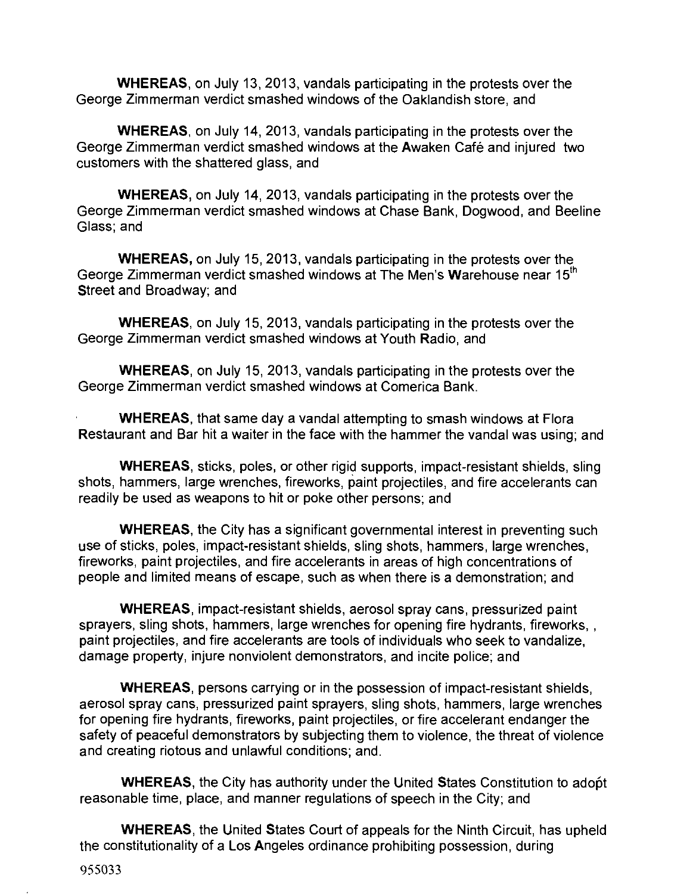**WHEREAS**, on July 13, 2013, vandals participating in the protests over the George Zimmerman verdict smashed windows of the Oaklandish store, and

**WHEREAS**, on July 14, 2013, vandals participating in the protests over the George Zimmerman verdict smashed windows at the Awaken Café and injured two customers with the shattered glass, and

**WHEREAS**, on July 14, 2013, vandals participating in the protests over the George Zimmerman verdict smashed windows at Chase Bank, Dogwood, and Beeline Glass; and

**WHEREAS**, on July 15, 2013, vandals participating in the protests over the George Zimmerman verdict smashed windows at The Men's Warehouse near 15th Street and Broadway; and

**WHEREAS**, on July 15, 2013, vandals participating in the protests over the George Zimmerman verdict smashed windows at Youth Radio, and

**WHEREAS**, on July 15, 2013, vandals participating in the protests over the George Zimmerman verdict smashed windows at Comerica Bank.

**WHEREAS**, that same day a vandal attempting to smash windows at Flora Restaurant and Bar hit a waiter in the face with the hammer the vandal was using; and

**WHEREAS**, sticks, poles, or other rigid supports, impact-resistant shields, sling shots, hammers, large wrenches, fireworks, paint projectiles, and fire accelerants can readily be used as weapons to hit or poke other persons; and

**WHEREAS**, the City has a significant governmental interest in preventing such use of sticks, poles, impact-resistant shields, sling shots, hammers, large wrenches, fireworks, paint projectiles, and fire accelerants in areas of high concentrations of people and limited means of escape, such as when there is a demonstration; and

**WHEREAS**, impact-resistant shields, aerosol spray cans, pressurized paint sprayers, sling shots, hammers, large wrenches for opening fire hydrants, fireworks, , paint projectiles, and fire accelerants are tools of individuals who seek to vandalize, damage property, injure nonviolent demonstrators, and incite police; and

**WHEREAS**, persons carrying or in the possession of impact-resistant shields, aerosol spray cans, pressurized paint sprayers, sling shots, hammers, large wrenches for opening fire hydrants, fireworks, paint projectiles, or fire accelerant endanger the safety of peaceful demonstrators by subjecting them to violence, the threat of violence and creating riotous and unlawful conditions; and.

**WHEREAS**, the City has authority under the United States Constitution to adopt reasonable time, place, and manner regulations of speech in the City; and

**WHEREAS**, the United States Court of appeals for the Ninth Circuit, has upheld the constitutionality of a Los Angeles ordinance prohibiting possession, during

955033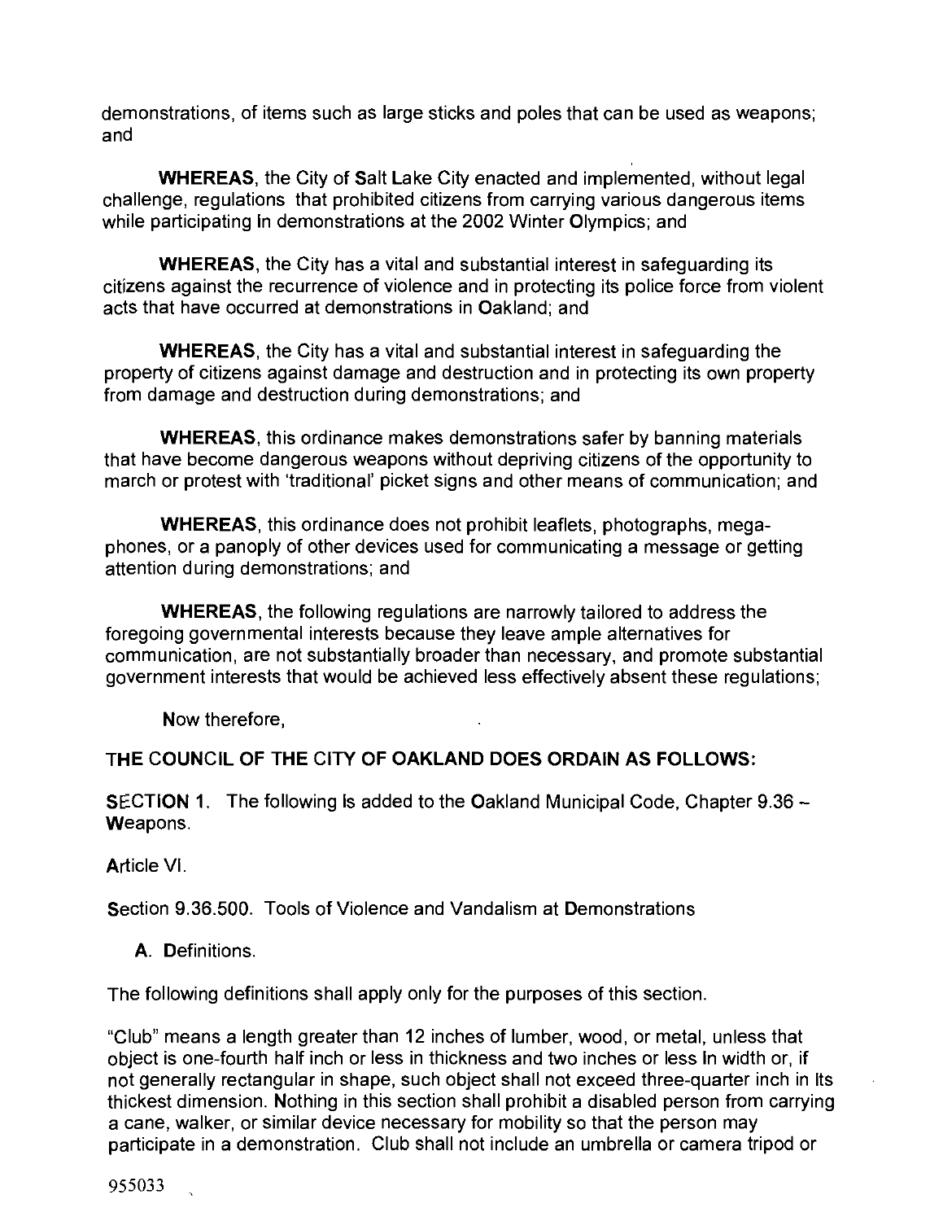demonstrations, of items such as large sticks and poles that can be used as weapons; and

**WHEREAS**, the City of Salt Lake City enacted and implemented, without legal challenge, regulations that prohibited citizens from carrying various dangerous items while participating in demonstrations at the 2002 Winter Olympics; and

**WHEREAS**, the City has a vital and substantial interest in safeguarding its citizens against the recurrence of violence and in protecting its police force from violent acts that have occurred at demonstrations in Oakland; and

**WHEREAS**, the City has a vital and substantial interest in safeguarding the property of citizens against damage and destruction and in protecting its own property from damage and destruction during demonstrations; and

**WHEREAS**, this ordinance makes demonstrations safer by banning materials that have become dangerous weapons without depriving citizens of the opportunity to march or protest with 'traditional' picket signs and other means of communication; and

**WHEREAS**, this ordinance does not prohibit leaflets, photographs, mega-phones, or a panoply of other devices used for communicating a message or getting attention during demonstrations; and

**WHEREAS**, the following regulations are narrowly tailored to address the foregoing governmental interests because they leave ample alternatives for communication, are not substantially broader than necessary, and promote substantial government interests that would be achieved less effectively absent these regulations;

Now therefore,

**THE COUNCIL OF THE CITY OF OAKLAND DOES ORDAIN AS FOLLOWS:**

SECTION 1. The following is added to the Oakland Municipal Code, Chapter 9.36 – Weapons.

Article VI.

Section 9.36.500. Tools of Violence and Vandalism at Demonstrations

A. Definitions.

The following definitions shall apply only for the purposes of this section.

"Club" means a length greater than 12 inches of lumber, wood, or metal, unless that object is one-fourth half inch or less in thickness and two inches or less in width or, if not generally rectangular in shape, such object shall not exceed three-quarter inch in its thickest dimension. Nothing in this section shall prohibit a disabled person from carrying a cane, walker, or similar device necessary for mobility so that the person may participate in a demonstration. Club shall not include an umbrella or camera tripod or

955033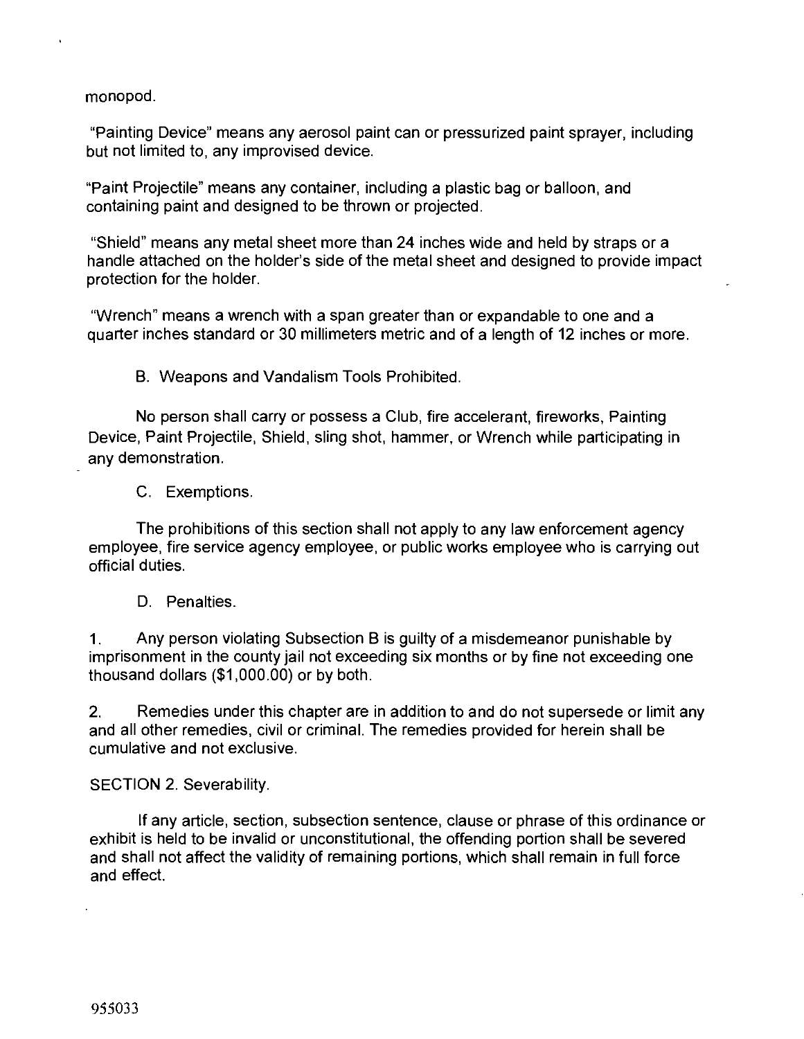monopod.

"Painting Device" means any aerosol paint can or pressurized paint sprayer, including but not limited to, any improvised device.

"Paint Projectile" means any container, including a plastic bag or balloon, and containing paint and designed to be thrown or projected.

"Shield" means any metal sheet more than 24 inches wide and held by straps or a handle attached on the holder's side of the metal sheet and designed to provide impact protection for the holder.

"Wrench" means a wrench with a span greater than or expandable to one and a quarter inches standard or 30 millimeters metric and of a length of 12 inches or more.

B. Weapons and Vandalism Tools Prohibited.

No person shall carry or possess a Club, fire accelerant, fireworks, Painting Device, Paint Projectile, Shield, sling shot, hammer, or Wrench while participating in any demonstration.

C. Exemptions.

The prohibitions of this section shall not apply to any law enforcement agency employee, fire service agency employee, or public works employee who is carrying out official duties.

D. Penalties.

1. Any person violating Subsection B is guilty of a misdemeanor punishable by imprisonment in the county jail not exceeding six months or by fine not exceeding one thousand dollars ($1,000.00) or by both.

2. Remedies under this chapter are in addition to and do not supersede or limit any and all other remedies, civil or criminal. The remedies provided for herein shall be cumulative and not exclusive.

SECTION 2. Severability.

If any article, section, subsection sentence, clause or phrase of this ordinance or exhibit is held to be invalid or unconstitutional, the offending portion shall be severed and shall not affect the validity of remaining portions, which shall remain in full force and effect.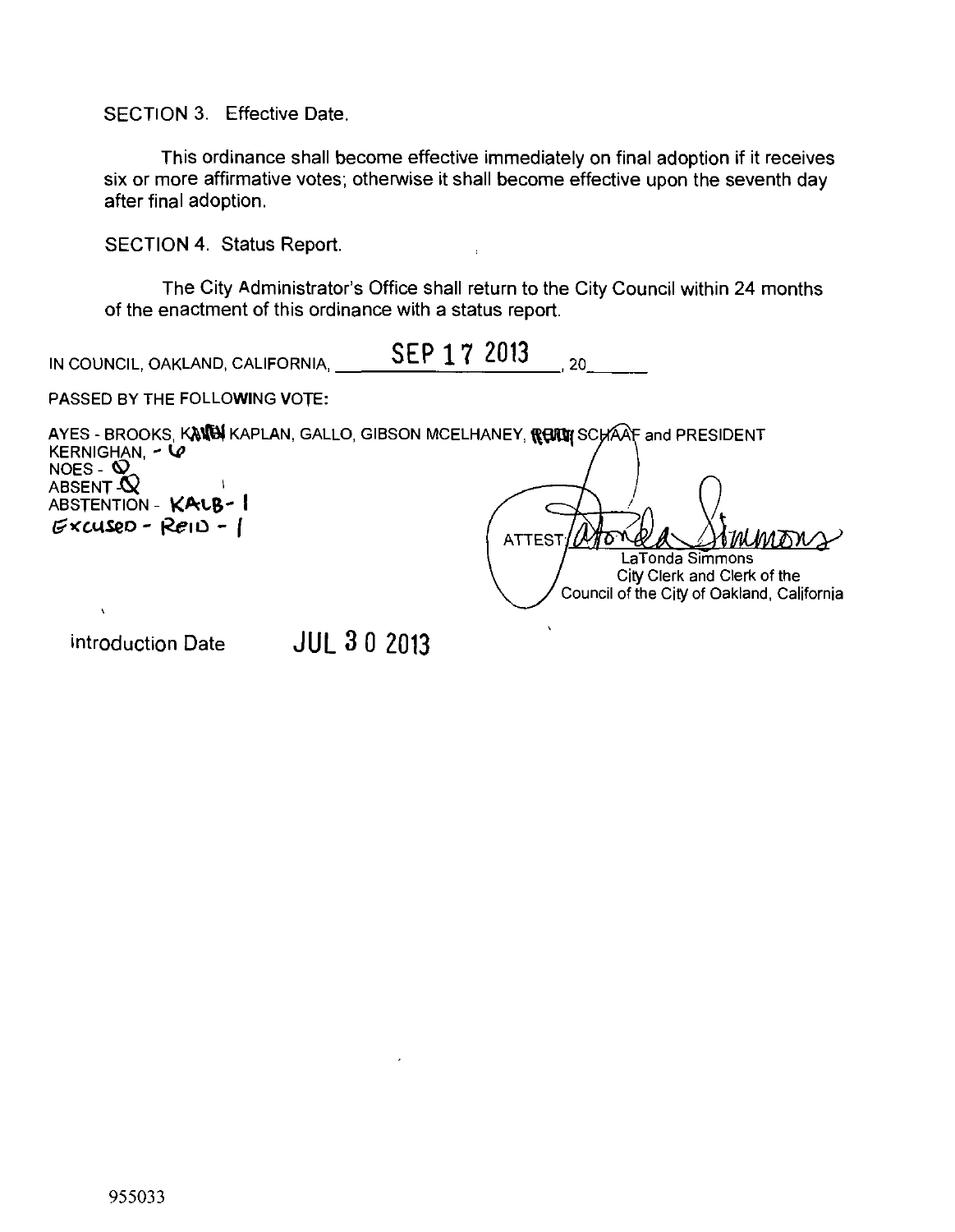SECTION 3. Effective Date.

This ordinance shall become effective immediately on final adoption if it receives six or more affirmative votes; otherwise it shall become effective upon the seventh day after final adoption.

SECTION 4. Status Report.

The City Administrator's Office shall return to the City Council within 24 months of the enactment of this ordinance with a status report.

IN COUNCIL, OAKLAND, CALIFORNIA, SEP 17 2013, 20\_\_\_\_\_

PASSED BY THE FOLLOWING VOTE:

AYES - BROOKS, ~~KALB~~ KAPLAN, GALLO, GIBSON MCELHANEY, ~~REID~~ SCHAAF and PRESIDENT KERNIGHAN, - 6
NOES - 0
ABSENT - 0
ABSTENTION - KALB - 1
EXCUSED - REID - 1

ATTEST: LaTonda Simmons
LaTonda Simmons
City Clerk and Clerk of the Council of the City of Oakland, California

introduction Date JUL 30 2013

955033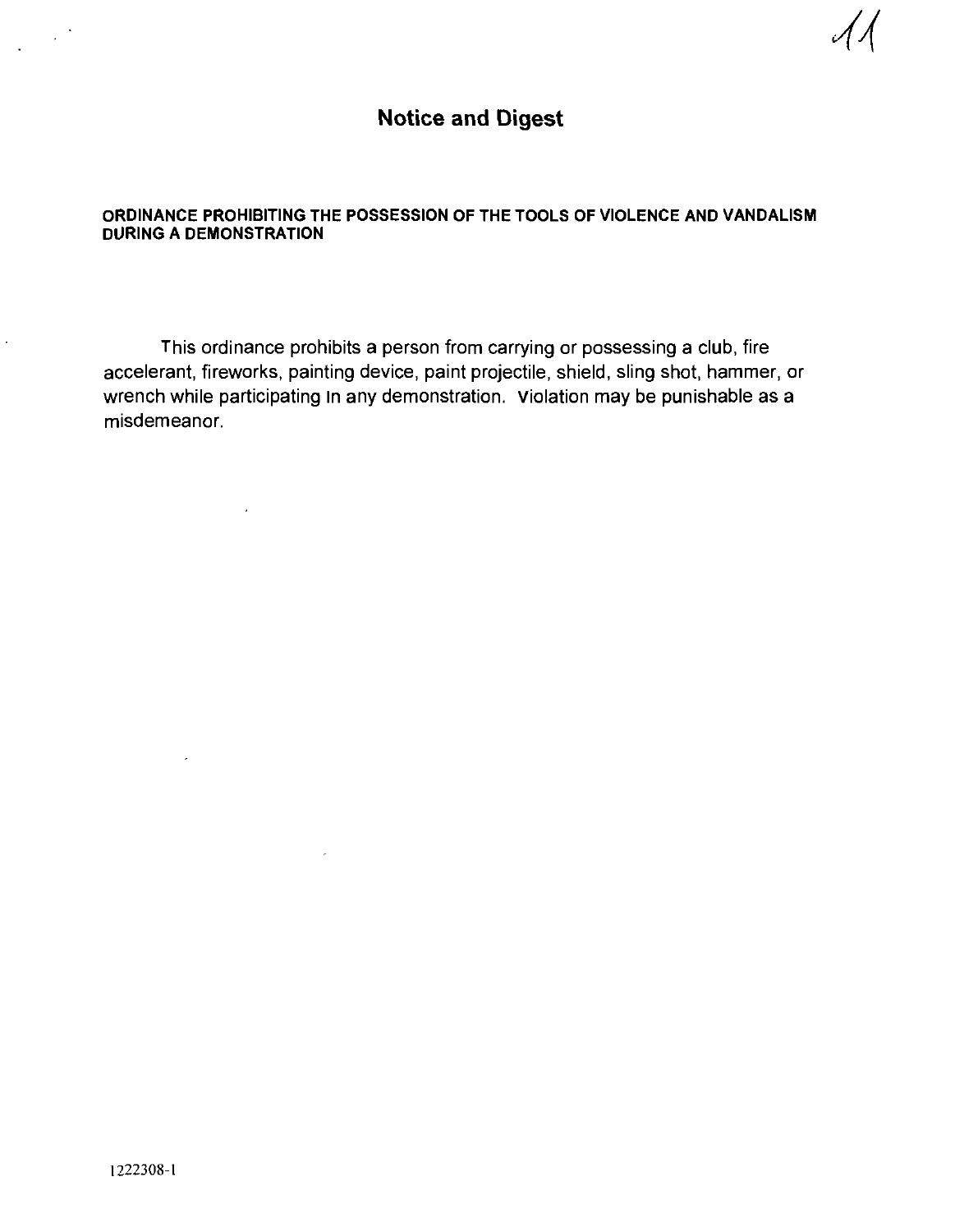# Notice and Digest

**ORDINANCE PROHIBITING THE POSSESSION OF THE TOOLS OF VIOLENCE AND VANDALISM DURING A DEMONSTRATION**

This ordinance prohibits a person from carrying or possessing a club, fire accelerant, fireworks, painting device, paint projectile, shield, sling shot, hammer, or wrench while participating in any demonstration. Violation may be punishable as a misdemeanor.

1222308-1